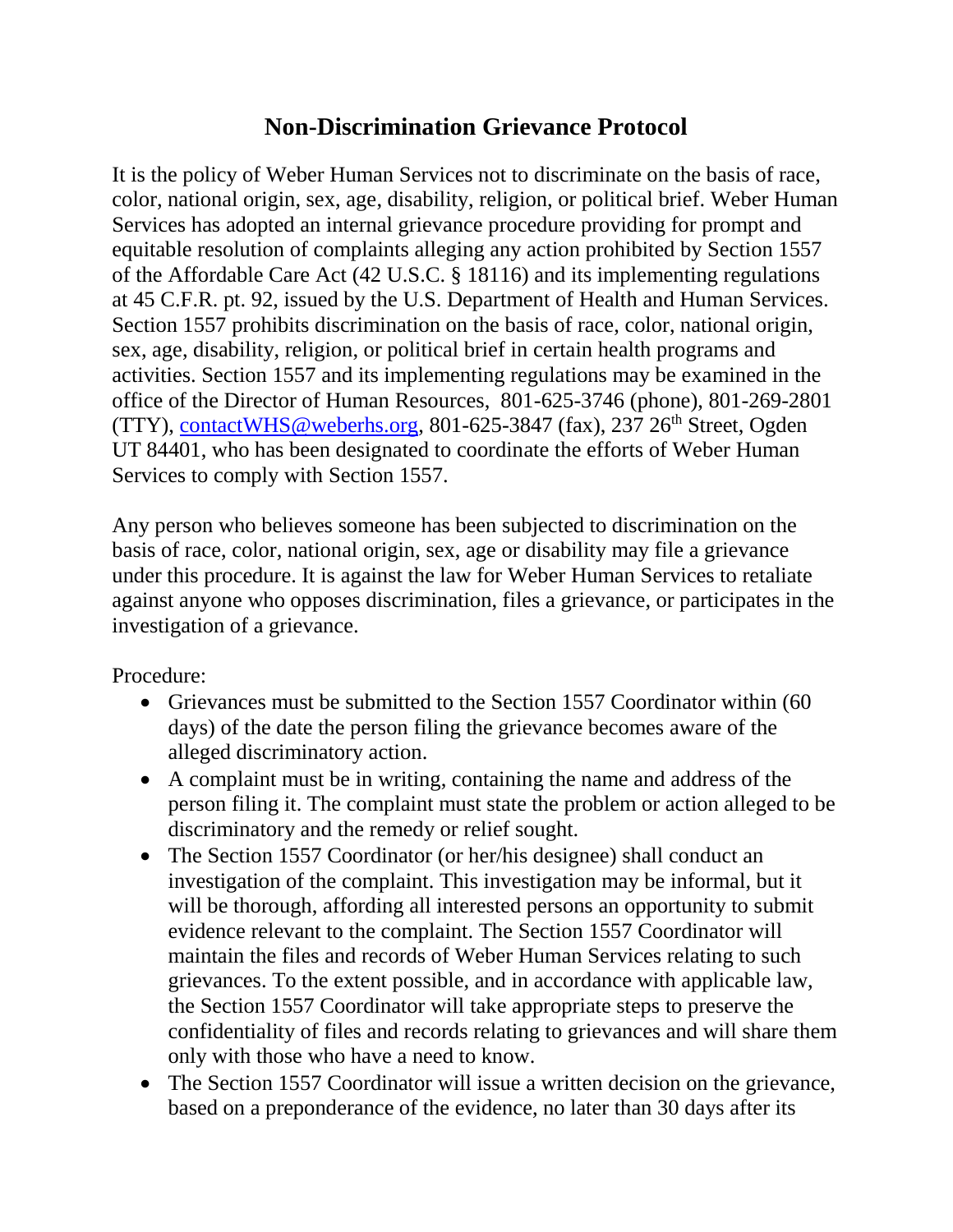# Non-Discrimination Grievance Protocol

It is the policy of Weber Human Services not to discriminate on the basis of race, color, national origin, sex, age, disability, religion, or political brief. Weber Human Services has adopted an internal grievance procedure providing for prompt and equitable resolution of complaints alleging any action prohibited by Section 1557 of the Affordable Care Act (42 U.S.C. § 18116) and its implementing regulations at 45 C.F.R. pt. 92, issued by the U.S. Department of Health and Human Services. Section 1557 prohibits discrimination on the basis of race, color, national origin, sex, age, disability, religion, or political brief in certain health programs and activities. Section 1557 and its implementing regulations may be examined in the office of the Director of Human Resources, 801-625-3746 (phone), 801-269-2801 (TTY), contactWHS@weberhs.org, 801-625-3847 (fax), 237 26th Street, Ogden UT 84401, who has been designated to coordinate the efforts of Weber Human Services to comply with Section 1557.

Any person who believes someone has been subjected to discrimination on the basis of race, color, national origin, sex, age or disability may file a grievance under this procedure. It is against the law for Weber Human Services to retaliate against anyone who opposes discrimination, files a grievance, or participates in the investigation of a grievance.

Procedure:

- Grievances must be submitted to the Section 1557 Coordinator within (60 days) of the date the person filing the grievance becomes aware of the alleged discriminatory action.
- A complaint must be in writing, containing the name and address of the person filing it. The complaint must state the problem or action alleged to be discriminatory and the remedy or relief sought.
- The Section 1557 Coordinator (or her/his designee) shall conduct an investigation of the complaint. This investigation may be informal, but it will be thorough, affording all interested persons an opportunity to submit evidence relevant to the complaint. The Section 1557 Coordinator will maintain the files and records of Weber Human Services relating to such grievances. To the extent possible, and in accordance with applicable law, the Section 1557 Coordinator will take appropriate steps to preserve the confidentiality of files and records relating to grievances and will share them only with those who have a need to know.
- The Section 1557 Coordinator will issue a written decision on the grievance, based on a preponderance of the evidence, no later than 30 days after its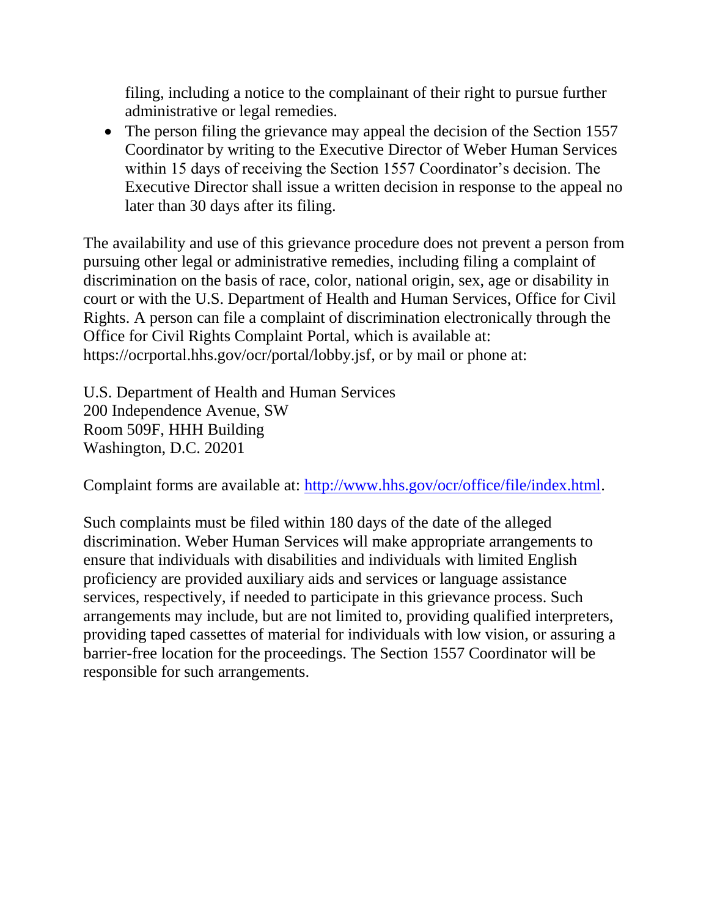filing, including a notice to the complainant of their right to pursue further administrative or legal remedies.

- The person filing the grievance may appeal the decision of the Section 1557 Coordinator by writing to the Executive Director of Weber Human Services within 15 days of receiving the Section 1557 Coordinator's decision. The Executive Director shall issue a written decision in response to the appeal no later than 30 days after its filing.

The availability and use of this grievance procedure does not prevent a person from pursuing other legal or administrative remedies, including filing a complaint of discrimination on the basis of race, color, national origin, sex, age or disability in court or with the U.S. Department of Health and Human Services, Office for Civil Rights. A person can file a complaint of discrimination electronically through the Office for Civil Rights Complaint Portal, which is available at: https://ocrportal.hhs.gov/ocr/portal/lobby.jsf, or by mail or phone at:

U.S. Department of Health and Human Services
200 Independence Avenue, SW
Room 509F, HHH Building
Washington, D.C. 20201

Complaint forms are available at: [http://www.hhs.gov/ocr/office/file/index.html](http://www.hhs.gov/ocr/office/file/index.html).

Such complaints must be filed within 180 days of the date of the alleged discrimination. Weber Human Services will make appropriate arrangements to ensure that individuals with disabilities and individuals with limited English proficiency are provided auxiliary aids and services or language assistance services, respectively, if needed to participate in this grievance process. Such arrangements may include, but are not limited to, providing qualified interpreters, providing taped cassettes of material for individuals with low vision, or assuring a barrier-free location for the proceedings. The Section 1557 Coordinator will be responsible for such arrangements.